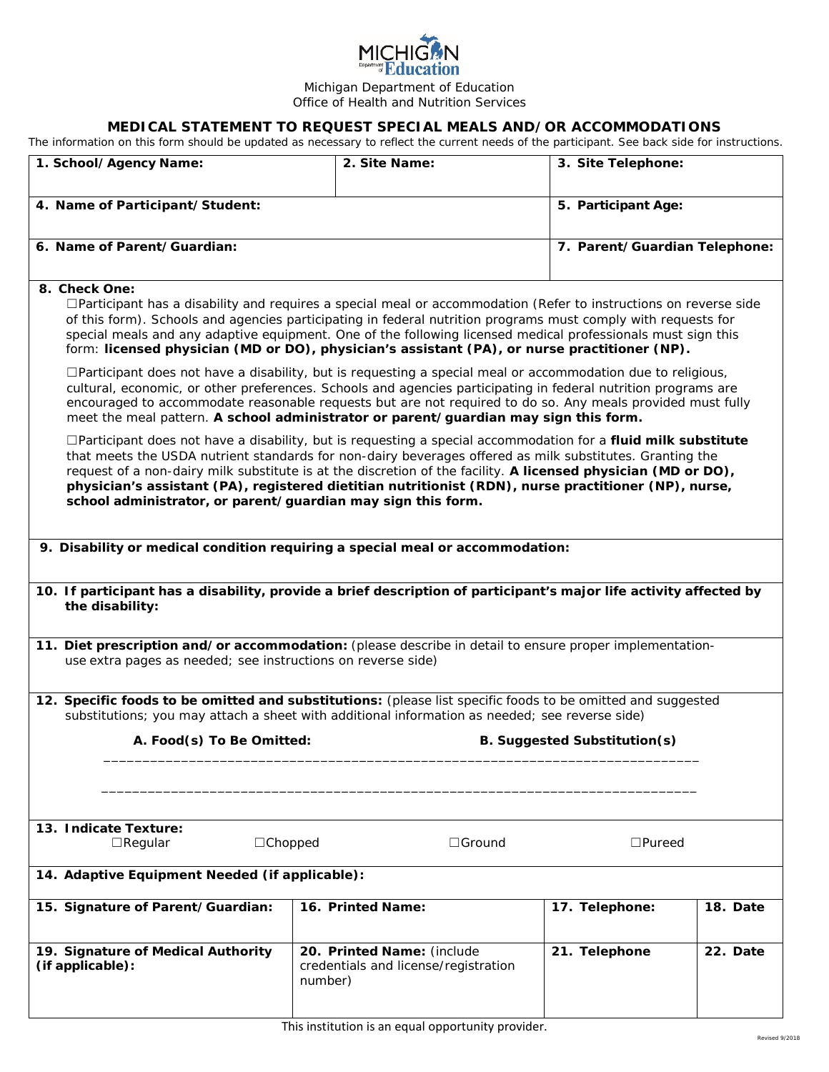Michigan Department of Education
Office of Health and Nutrition Services

## MEDICAL STATEMENT TO REQUEST SPECIAL MEALS AND/OR ACCOMMODATIONS

The information on this form should be updated as necessary to reflect the current needs of the participant. See back side for instructions.

| **1. School/Agency Name:** | **2. Site Name:** | **3. Site Telephone:** |
|---|---|---|
| **4. Name of Participant/Student:** | | **5. Participant Age:** |
| **6. Name of Parent/Guardian:** | | **7. Parent/Guardian Telephone:** |

**8. Check One:**

☐Participant has a disability and requires a special meal or accommodation (Refer to instructions on reverse side of this form). Schools and agencies participating in federal nutrition programs must comply with requests for special meals and any adaptive equipment. One of the following licensed medical professionals must sign this form: **licensed physician (MD or DO), physician's assistant (PA), or nurse practitioner (NP).**

☐Participant does not have a disability, but is requesting a special meal or accommodation due to religious, cultural, economic, or other preferences. Schools and agencies participating in federal nutrition programs are encouraged to accommodate reasonable requests but are not required to do so. Any meals provided must fully meet the meal pattern. **A school administrator or parent/guardian may sign this form.**

☐Participant does not have a disability, but is requesting a special accommodation for a **fluid milk substitute** that meets the USDA nutrient standards for non-dairy beverages offered as milk substitutes. Granting the request of a non-dairy milk substitute is at the discretion of the facility. **A licensed physician (MD or DO), physician's assistant (PA), registered dietitian nutritionist (RDN), nurse practitioner (NP), nurse, school administrator, or parent/guardian may sign this form.**

**9. Disability or medical condition requiring a special meal or accommodation:**

**10. If participant has a disability, provide a brief description of participant's major life activity affected by the disability:**

**11. Diet prescription and/or accommodation:** (please describe in detail to ensure proper implementation- use extra pages as needed; see instructions on reverse side)

**12. Specific foods to be omitted and substitutions:** (please list specific foods to be omitted and suggested substitutions; you may attach a sheet with additional information as needed; see reverse side)

| **A. Food(s) To Be Omitted:** | **B. Suggested Substitution(s)** |
|---|---|
| | |
| | |

**13. Indicate Texture:**
☐Regular ☐Chopped ☐Ground ☐Pureed

**14. Adaptive Equipment Needed (if applicable):**

| **15. Signature of Parent/Guardian:** | **16. Printed Name:** | **17. Telephone:** | **18. Date** |
|---|---|---|---|
| **19. Signature of Medical Authority (if applicable):** | **20. Printed Name:** (include credentials and license/registration number) | **21. Telephone** | **22. Date** |

This institution is an equal opportunity provider.

Revised 9/2018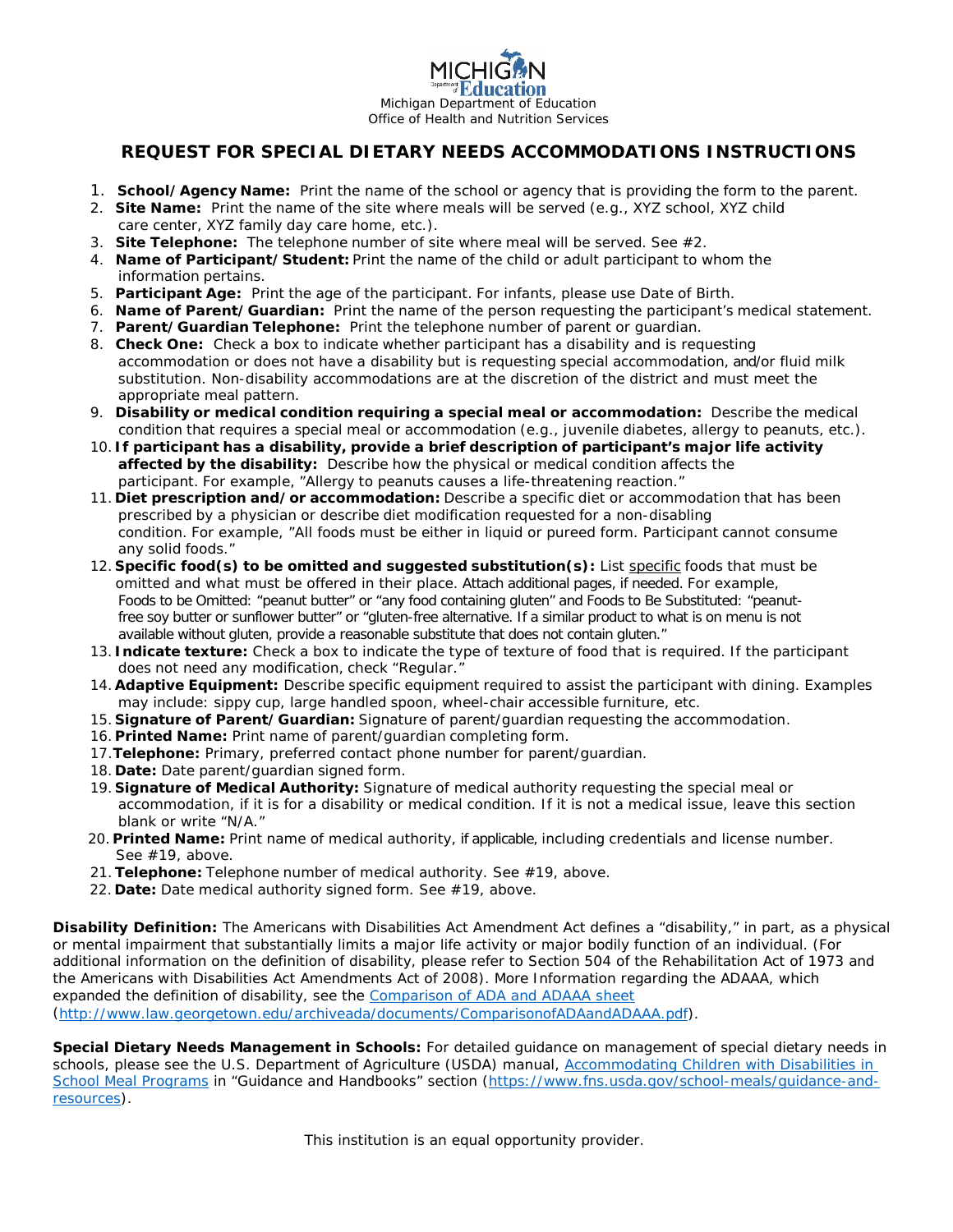MICHIGAN Department of Education

Michigan Department of Education
Office of Health and Nutrition Services

# REQUEST FOR SPECIAL DIETARY NEEDS ACCOMMODATIONS INSTRUCTIONS

1. **School/Agency Name:** Print the name of the school or agency that is providing the form to the parent.
2. **Site Name:** Print the name of the site where meals will be served (e.g., XYZ school, XYZ child care center, XYZ family day care home, etc.).
3. **Site Telephone:** The telephone number of site where meal will be served. See #2.
4. **Name of Participant/Student:** Print the name of the child or adult participant to whom the information pertains.
5. **Participant Age:** Print the age of the participant. For infants, please use Date of Birth.
6. **Name of Parent/Guardian:** Print the name of the person requesting the participant's medical statement.
7. **Parent/Guardian Telephone:** Print the telephone number of parent or guardian.
8. **Check One:** Check a box to indicate whether participant has a disability and is requesting accommodation or does not have a disability but is requesting special accommodation, and/or fluid milk substitution. Non-disability accommodations are at the discretion of the district and must meet the appropriate meal pattern.
9. **Disability or medical condition requiring a special meal or accommodation:** Describe the medical condition that requires a special meal or accommodation (e.g., juvenile diabetes, allergy to peanuts, etc.).
10. **If participant has a disability, provide a brief description of participant's major life activity affected by the disability:** Describe how the physical or medical condition affects the participant. For example, "Allergy to peanuts causes a life-threatening reaction."
11. **Diet prescription and/or accommodation:** Describe a specific diet or accommodation that has been prescribed by a physician or describe diet modification requested for a non-disabling condition. For example, "All foods must be either in liquid or pureed form. Participant cannot consume any solid foods."
12. **Specific food(s) to be omitted and suggested substitution(s):** List specific foods that must be omitted and what must be offered in their place. Attach additional pages, if needed. For example, Foods to be Omitted: "peanut butter" or "any food containing gluten" and Foods to Be Substituted: "peanut-free soy butter or sunflower butter" or "gluten-free alternative. If a similar product to what is on menu is not available without gluten, provide a reasonable substitute that does not contain gluten."
13. **Indicate texture:** Check a box to indicate the type of texture of food that is required. If the participant does not need any modification, check "Regular."
14. **Adaptive Equipment:** Describe specific equipment required to assist the participant with dining. Examples may include: sippy cup, large handled spoon, wheel-chair accessible furniture, etc.
15. **Signature of Parent/Guardian:** Signature of parent/guardian requesting the accommodation.
16. **Printed Name:** Print name of parent/guardian completing form.
17. **Telephone:** Primary, preferred contact phone number for parent/guardian.
18. **Date:** Date parent/guardian signed form.
19. **Signature of Medical Authority:** Signature of medical authority requesting the special meal or accommodation, if it is for a disability or medical condition. If it is not a medical issue, leave this section blank or write "N/A."
20. **Printed Name:** Print name of medical authority, if applicable, including credentials and license number. See #19, above.
21. **Telephone:** Telephone number of medical authority. See #19, above.
22. **Date:** Date medical authority signed form. See #19, above.

**Disability Definition:** The Americans with Disabilities Act Amendment Act defines a "disability," in part, as a physical or mental impairment that substantially limits a major life activity or major bodily function of an individual. (For additional information on the definition of disability, please refer to Section 504 of the Rehabilitation Act of 1973 and the Americans with Disabilities Act Amendments Act of 2008). More Information regarding the ADAAA, which expanded the definition of disability, see the [Comparison of ADA and ADAAA sheet](http://www.law.georgetown.edu/archiveada/documents/ComparisonofADAandADAAA.pdf) (http://www.law.georgetown.edu/archiveada/documents/ComparisonofADAandADAAA.pdf).

**Special Dietary Needs Management in Schools:** For detailed guidance on management of special dietary needs in schools, please see the U.S. Department of Agriculture (USDA) manual, [Accommodating Children with Disabilities in School Meal Programs](https://www.fns.usda.gov/school-meals/guidance-and-resources) in "Guidance and Handbooks" section (https://www.fns.usda.gov/school-meals/guidance-and-resources).

This institution is an equal opportunity provider.